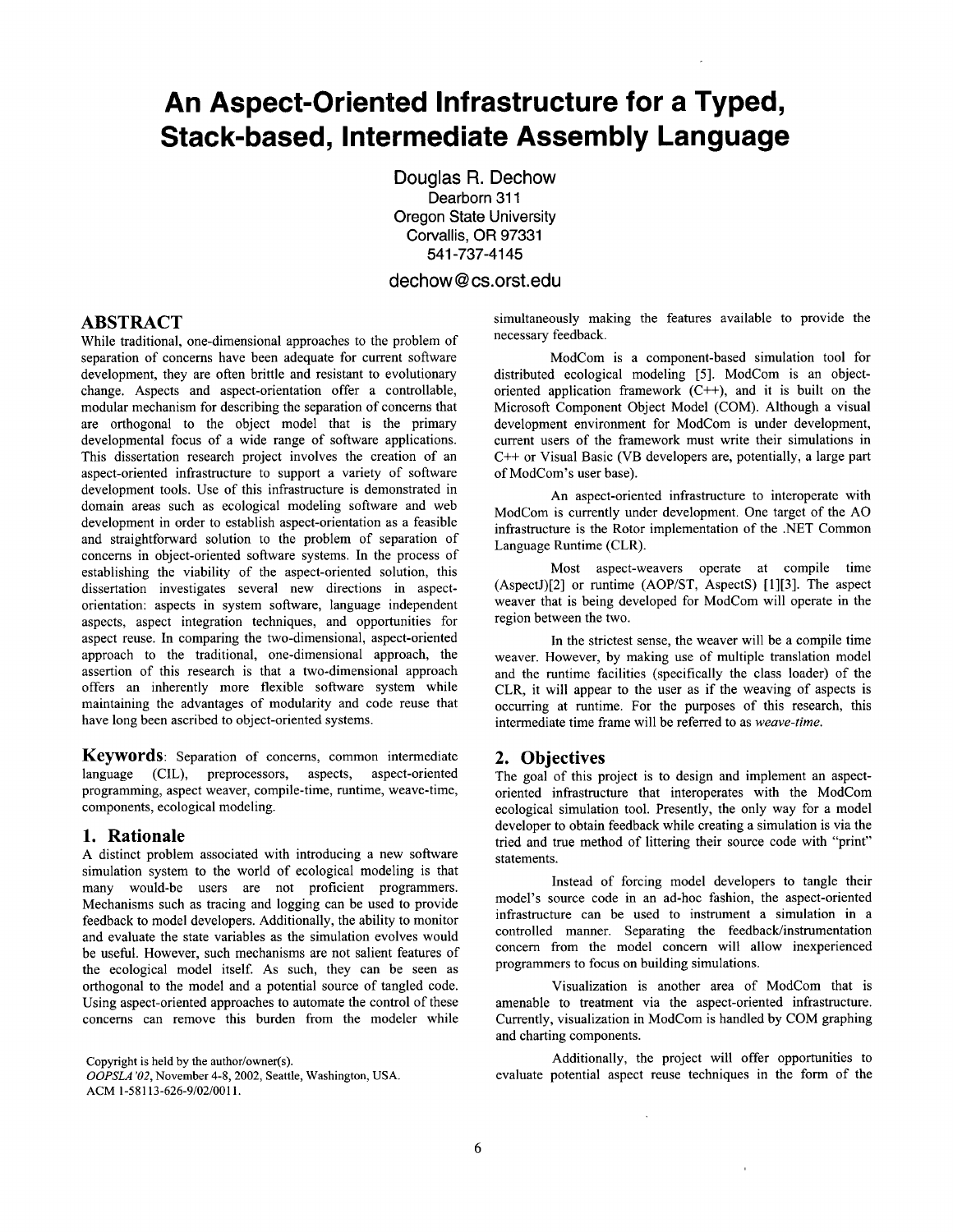# An Aspect-Oriented Infrastructure for a Typed, Stack-based, Intermediate Assembly Language

Douglas R. Dechow
Dearborn 311
Oregon State University
Corvallis, OR 97331
541-737-4145

dechow@cs.orst.edu

## ABSTRACT

While traditional, one-dimensional approaches to the problem of separation of concerns have been adequate for current software development, they are often brittle and resistant to evolutionary change. Aspects and aspect-orientation offer a controllable, modular mechanism for describing the separation of concerns that are orthogonal to the object model that is the primary developmental focus of a wide range of software applications. This dissertation research project involves the creation of an aspect-oriented infrastructure to support a variety of software development tools. Use of this infrastructure is demonstrated in domain areas such as ecological modeling software and web development in order to establish aspect-orientation as a feasible and straightforward solution to the problem of separation of concerns in object-oriented software systems. In the process of establishing the viability of the aspect-oriented solution, this dissertation investigates several new directions in aspect-orientation: aspects in system software, language independent aspects, aspect integration techniques, and opportunities for aspect reuse. In comparing the two-dimensional, aspect-oriented approach to the traditional, one-dimensional approach, the assertion of this research is that a two-dimensional approach offers an inherently more flexible software system while maintaining the advantages of modularity and code reuse that have long been ascribed to object-oriented systems.

**Keywords**: Separation of concerns, common intermediate language (CIL), preprocessors, aspects, aspect-oriented programming, aspect weaver, compile-time, runtime, weave-time, components, ecological modeling.

## 1. Rationale

A distinct problem associated with introducing a new software simulation system to the world of ecological modeling is that many would-be users are not proficient programmers. Mechanisms such as tracing and logging can be used to provide feedback to model developers. Additionally, the ability to monitor and evaluate the state variables as the simulation evolves would be useful. However, such mechanisms are not salient features of the ecological model itself. As such, they can be seen as orthogonal to the model and a potential source of tangled code. Using aspect-oriented approaches to automate the control of these concerns can remove this burden from the modeler while simultaneously making the features available to provide the necessary feedback.

Copyright is held by the author/owner(s).
*OOPSLA'02*, November 4-8, 2002, Seattle, Washington, USA.
ACM 1-58113-626-9/02/0011.

ModCom is a component-based simulation tool for distributed ecological modeling [5]. ModCom is an object-oriented application framework (C++), and it is built on the Microsoft Component Object Model (COM). Although a visual development environment for ModCom is under development, current users of the framework must write their simulations in C++ or Visual Basic (VB developers are, potentially, a large part of ModCom's user base).

An aspect-oriented infrastructure to interoperate with ModCom is currently under development. One target of the AO infrastructure is the Rotor implementation of the .NET Common Language Runtime (CLR).

Most aspect-weavers operate at compile time (AspectJ)[2] or runtime (AOP/ST, AspectS) [1][3]. The aspect weaver that is being developed for ModCom will operate in the region between the two.

In the strictest sense, the weaver will be a compile time weaver. However, by making use of multiple translation model and the runtime facilities (specifically the class loader) of the CLR, it will appear to the user as if the weaving of aspects is occurring at runtime. For the purposes of this research, this intermediate time frame will be referred to as *weave-time*.

## 2. Objectives

The goal of this project is to design and implement an aspect-oriented infrastructure that interoperates with the ModCom ecological simulation tool. Presently, the only way for a model developer to obtain feedback while creating a simulation is via the tried and true method of littering their source code with "print" statements.

Instead of forcing model developers to tangle their model's source code in an ad-hoc fashion, the aspect-oriented infrastructure can be used to instrument a simulation in a controlled manner. Separating the feedback/instrumentation concern from the model concern will allow inexperienced programmers to focus on building simulations.

Visualization is another area of ModCom that is amenable to treatment via the aspect-oriented infrastructure. Currently, visualization in ModCom is handled by COM graphing and charting components.

Additionally, the project will offer opportunities to evaluate potential aspect reuse techniques in the form of the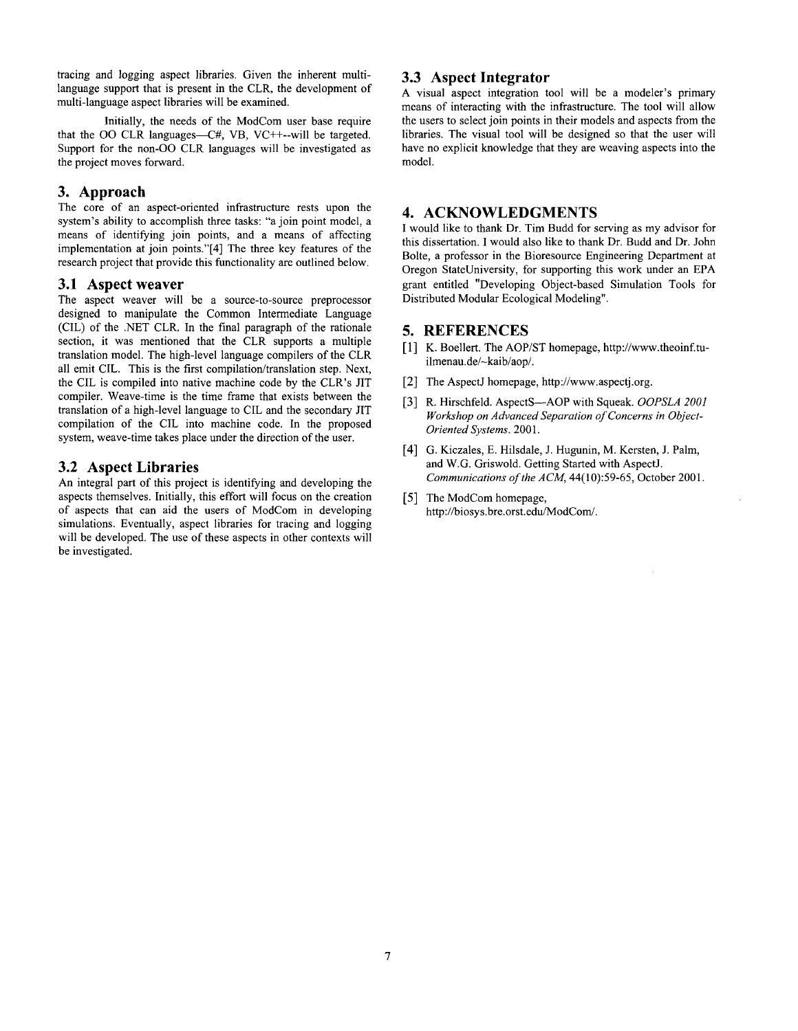tracing and logging aspect libraries. Given the inherent multi-language support that is present in the CLR, the development of multi-language aspect libraries will be examined.

Initially, the needs of the ModCom user base require that the OO CLR languages—C#, VB, VC++--will be targeted. Support for the non-OO CLR languages will be investigated as the project moves forward.

## 3. Approach

The core of an aspect-oriented infrastructure rests upon the system's ability to accomplish three tasks: "a join point model, a means of identifying join points, and a means of affecting implementation at join points."[4] The three key features of the research project that provide this functionality are outlined below.

### 3.1 Aspect weaver

The aspect weaver will be a source-to-source preprocessor designed to manipulate the Common Intermediate Language (CIL) of the .NET CLR. In the final paragraph of the rationale section, it was mentioned that the CLR supports a multiple translation model. The high-level language compilers of the CLR all emit CIL. This is the first compilation/translation step. Next, the CIL is compiled into native machine code by the CLR's JIT compiler. Weave-time is the time frame that exists between the translation of a high-level language to CIL and the secondary JIT compilation of the CIL into machine code. In the proposed system, weave-time takes place under the direction of the user.

### 3.2 Aspect Libraries

An integral part of this project is identifying and developing the aspects themselves. Initially, this effort will focus on the creation of aspects that can aid the users of ModCom in developing simulations. Eventually, aspect libraries for tracing and logging will be developed. The use of these aspects in other contexts will be investigated.

### 3.3 Aspect Integrator

A visual aspect integration tool will be a modeler's primary means of interacting with the infrastructure. The tool will allow the users to select join points in their models and aspects from the libraries. The visual tool will be designed so that the user will have no explicit knowledge that they are weaving aspects into the model.

## 4. ACKNOWLEDGMENTS

I would like to thank Dr. Tim Budd for serving as my advisor for this dissertation. I would also like to thank Dr. Budd and Dr. John Bolte, a professor in the Bioresource Engineering Department at Oregon StateUniversity, for supporting this work under an EPA grant entitled "Developing Object-based Simulation Tools for Distributed Modular Ecological Modeling".

## 5. REFERENCES

[1] K. Boellert. The AOP/ST homepage, http://www.theoinf.tu-ilmenau.de/~kaib/aop/.

[2] The AspectJ homepage, http://www.aspectj.org.

[3] R. Hirschfeld. AspectS—AOP with Squeak. *OOPSLA 2001 Workshop on Advanced Separation of Concerns in Object-Oriented Systems*. 2001.

[4] G. Kiczales, E. Hilsdale, J. Hugunin, M. Kersten, J. Palm, and W.G. Griswold. Getting Started with AspectJ. *Communications of the ACM*, 44(10):59-65, October 2001.

[5] The ModCom homepage, http://biosys.bre.orst.edu/ModCom/.